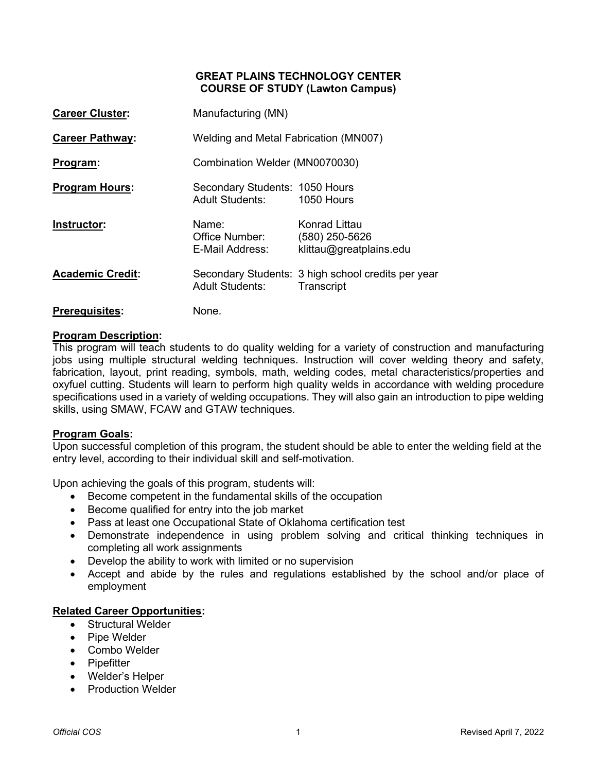# GREAT PLAINS TECHNOLOGY CENTER
## COURSE OF STUDY (Lawton Campus)

**Career Cluster:** Manufacturing (MN)

**Career Pathway:** Welding and Metal Fabrication (MN007)

**Program:** Combination Welder (MN0070030)

**Program Hours:**
Secondary Students: 1050 Hours
Adult Students: 1050 Hours

**Instructor:**
Name: Konrad Littau
Office Number: (580) 250-5626
E-Mail Address: klittau@greatplains.edu

**Academic Credit:**
Secondary Students: 3 high school credits per year
Adult Students: Transcript

**Prerequisites:** None.

**Program Description:**
This program will teach students to do quality welding for a variety of construction and manufacturing jobs using multiple structural welding techniques. Instruction will cover welding theory and safety, fabrication, layout, print reading, symbols, math, welding codes, metal characteristics/properties and oxyfuel cutting. Students will learn to perform high quality welds in accordance with welding procedure specifications used in a variety of welding occupations. They will also gain an introduction to pipe welding skills, using SMAW, FCAW and GTAW techniques.

**Program Goals:**
Upon successful completion of this program, the student should be able to enter the welding field at the entry level, according to their individual skill and self-motivation.

Upon achieving the goals of this program, students will:

- Become competent in the fundamental skills of the occupation
- Become qualified for entry into the job market
- Pass at least one Occupational State of Oklahoma certification test
- Demonstrate independence in using problem solving and critical thinking techniques in completing all work assignments
- Develop the ability to work with limited or no supervision
- Accept and abide by the rules and regulations established by the school and/or place of employment

**Related Career Opportunities:**

- Structural Welder
- Pipe Welder
- Combo Welder
- Pipefitter
- Welder's Helper
- Production Welder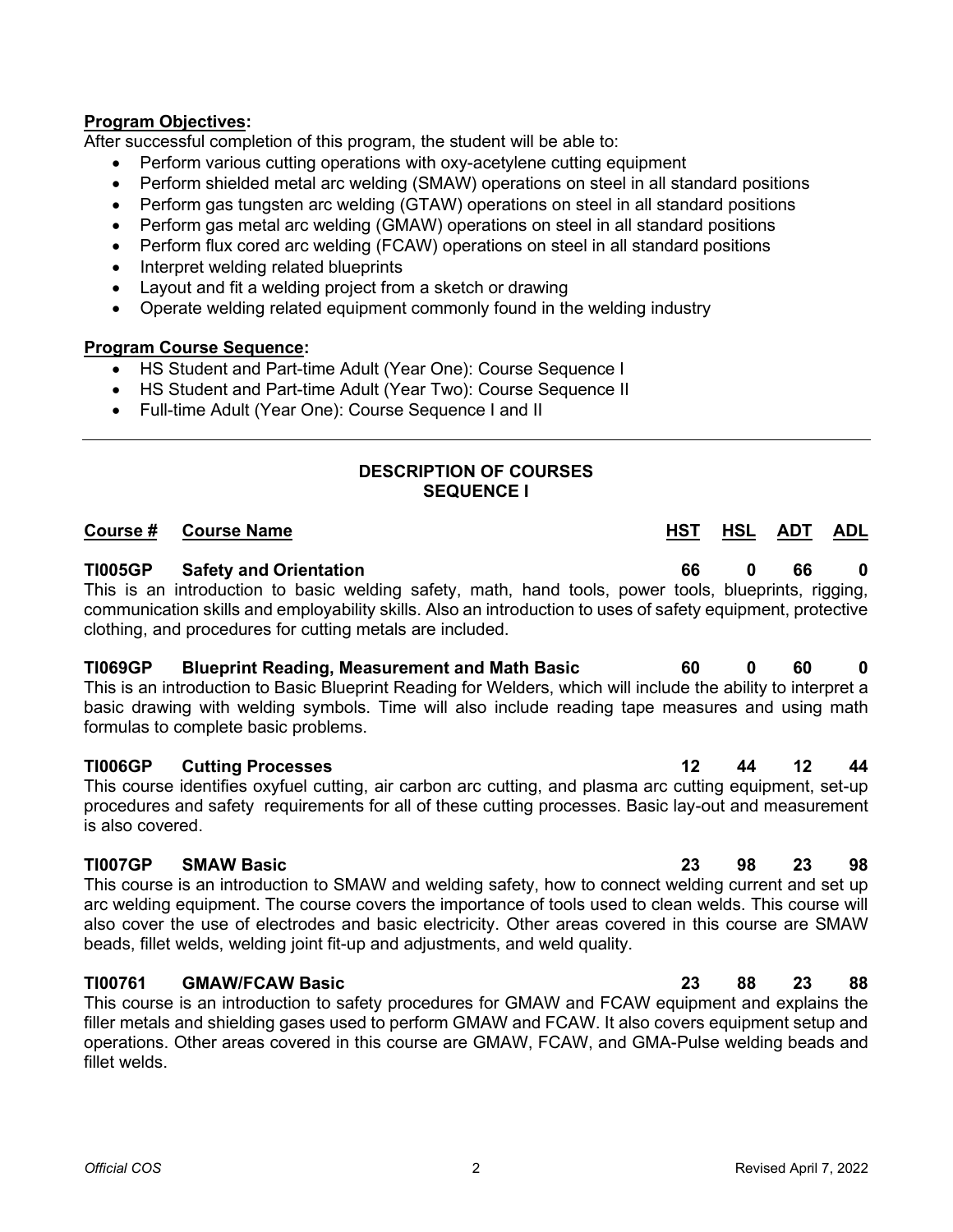**Program Objectives:**

After successful completion of this program, the student will be able to:

- Perform various cutting operations with oxy-acetylene cutting equipment
- Perform shielded metal arc welding (SMAW) operations on steel in all standard positions
- Perform gas tungsten arc welding (GTAW) operations on steel in all standard positions
- Perform gas metal arc welding (GMAW) operations on steel in all standard positions
- Perform flux cored arc welding (FCAW) operations on steel in all standard positions
- Interpret welding related blueprints
- Layout and fit a welding project from a sketch or drawing
- Operate welding related equipment commonly found in the welding industry

**Program Course Sequence:**

- HS Student and Part-time Adult (Year One): Course Sequence I
- HS Student and Part-time Adult (Year Two): Course Sequence II
- Full-time Adult (Year One): Course Sequence I and II

---

## DESCRIPTION OF COURSES
## SEQUENCE I

| Course # | Course Name | HST | HSL | ADT | ADL |
|---|---|---|---|---|---|
| **TI005GP** | **Safety and Orientation** | **66** | **0** | **66** | **0** |

This is an introduction to basic welding safety, math, hand tools, power tools, blueprints, rigging, communication skills and employability skills. Also an introduction to uses of safety equipment, protective clothing, and procedures for cutting metals are included.

| Course # | Course Name | HST | HSL | ADT | ADL |
|---|---|---|---|---|---|
| **TI069GP** | **Blueprint Reading, Measurement and Math Basic** | **60** | **0** | **60** | **0** |

This is an introduction to Basic Blueprint Reading for Welders, which will include the ability to interpret a basic drawing with welding symbols. Time will also include reading tape measures and using math formulas to complete basic problems.

| Course # | Course Name | HST | HSL | ADT | ADL |
|---|---|---|---|---|---|
| **TI006GP** | **Cutting Processes** | **12** | **44** | **12** | **44** |

This course identifies oxyfuel cutting, air carbon arc cutting, and plasma arc cutting equipment, set-up procedures and safety requirements for all of these cutting processes. Basic lay-out and measurement is also covered.

| Course # | Course Name | HST | HSL | ADT | ADL |
|---|---|---|---|---|---|
| **TI007GP** | **SMAW Basic** | **23** | **98** | **23** | **98** |

This course is an introduction to SMAW and welding safety, how to connect welding current and set up arc welding equipment. The course covers the importance of tools used to clean welds. This course will also cover the use of electrodes and basic electricity. Other areas covered in this course are SMAW beads, fillet welds, welding joint fit-up and adjustments, and weld quality.

| Course # | Course Name | HST | HSL | ADT | ADL |
|---|---|---|---|---|---|
| **TI00761** | **GMAW/FCAW Basic** | **23** | **88** | **23** | **88** |

This course is an introduction to safety procedures for GMAW and FCAW equipment and explains the filler metals and shielding gases used to perform GMAW and FCAW. It also covers equipment setup and operations. Other areas covered in this course are GMAW, FCAW, and GMA-Pulse welding beads and fillet welds.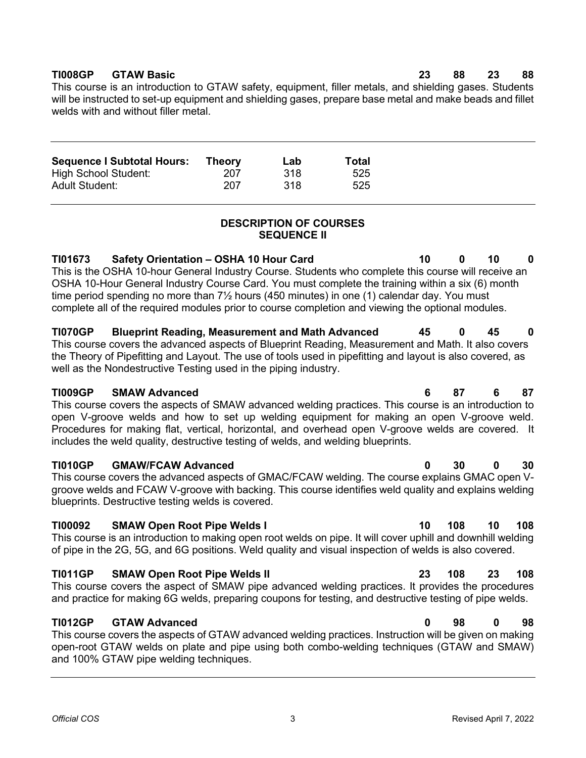**TI008GP GTAW Basic** **23 88 23 88**

This course is an introduction to GTAW safety, equipment, filler metals, and shielding gases. Students will be instructed to set-up equipment and shielding gases, prepare base metal and make beads and fillet welds with and without filler metal.

---

| Sequence I Subtotal Hours: | Theory | Lab | Total |
|---|---|---|---|
| High School Student: | 207 | 318 | 525 |
| Adult Student: | 207 | 318 | 525 |

---

## DESCRIPTION OF COURSES
## SEQUENCE II

**TI01673 Safety Orientation – OSHA 10 Hour Card** **10 0 10 0**

This is the OSHA 10-hour General Industry Course. Students who complete this course will receive an OSHA 10-Hour General Industry Course Card. You must complete the training within a six (6) month time period spending no more than 7½ hours (450 minutes) in one (1) calendar day. You must complete all of the required modules prior to course completion and viewing the optional modules.

**TI070GP Blueprint Reading, Measurement and Math Advanced** **45 0 45 0**

This course covers the advanced aspects of Blueprint Reading, Measurement and Math. It also covers the Theory of Pipefitting and Layout. The use of tools used in pipefitting and layout is also covered, as well as the Nondestructive Testing used in the piping industry.

**TI009GP SMAW Advanced** **6 87 6 87**

This course covers the aspects of SMAW advanced welding practices. This course is an introduction to open V-groove welds and how to set up welding equipment for making an open V-groove weld. Procedures for making flat, vertical, horizontal, and overhead open V-groove welds are covered. It includes the weld quality, destructive testing of welds, and welding blueprints.

**TI010GP GMAW/FCAW Advanced** **0 30 0 30**

This course covers the advanced aspects of GMAC/FCAW welding. The course explains GMAC open V-groove welds and FCAW V-groove with backing. This course identifies weld quality and explains welding blueprints. Destructive testing welds is covered.

**TI00092 SMAW Open Root Pipe Welds I** **10 108 10 108**

This course is an introduction to making open root welds on pipe. It will cover uphill and downhill welding of pipe in the 2G, 5G, and 6G positions. Weld quality and visual inspection of welds is also covered.

**TI011GP SMAW Open Root Pipe Welds II** **23 108 23 108**

This course covers the aspect of SMAW pipe advanced welding practices. It provides the procedures and practice for making 6G welds, preparing coupons for testing, and destructive testing of pipe welds.

**TI012GP GTAW Advanced** **0 98 0 98**

This course covers the aspects of GTAW advanced welding practices. Instruction will be given on making open-root GTAW welds on plate and pipe using both combo-welding techniques (GTAW and SMAW) and 100% GTAW pipe welding techniques.

---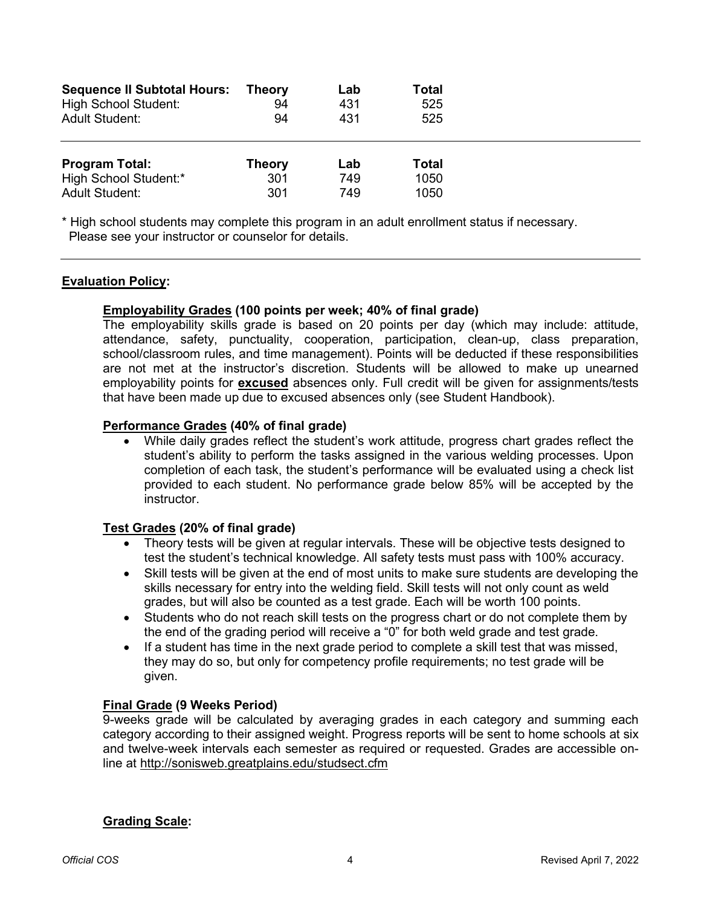| Sequence II Subtotal Hours: | Theory | Lab | Total |
|---|---|---|---|
| High School Student: | 94 | 431 | 525 |
| Adult Student: | 94 | 431 | 525 |

| Program Total: | Theory | Lab | Total |
|---|---|---|---|
| High School Student:* | 301 | 749 | 1050 |
| Adult Student: | 301 | 749 | 1050 |

* High school students may complete this program in an adult enrollment status if necessary. Please see your instructor or counselor for details.

---

## Evaluation Policy:

### Employability Grades (100 points per week; 40% of final grade)

The employability skills grade is based on 20 points per day (which may include: attitude, attendance, safety, punctuality, cooperation, participation, clean-up, class preparation, school/classroom rules, and time management). Points will be deducted if these responsibilities are not met at the instructor's discretion. Students will be allowed to make up unearned employability points for **excused** absences only. Full credit will be given for assignments/tests that have been made up due to excused absences only (see Student Handbook).

### Performance Grades (40% of final grade)

- While daily grades reflect the student's work attitude, progress chart grades reflect the student's ability to perform the tasks assigned in the various welding processes. Upon completion of each task, the student's performance will be evaluated using a check list provided to each student. No performance grade below 85% will be accepted by the instructor.

### Test Grades (20% of final grade)

- Theory tests will be given at regular intervals. These will be objective tests designed to test the student's technical knowledge. All safety tests must pass with 100% accuracy.
- Skill tests will be given at the end of most units to make sure students are developing the skills necessary for entry into the welding field. Skill tests will not only count as weld grades, but will also be counted as a test grade. Each will be worth 100 points.
- Students who do not reach skill tests on the progress chart or do not complete them by the end of the grading period will receive a "0" for both weld grade and test grade.
- If a student has time in the next grade period to complete a skill test that was missed, they may do so, but only for competency profile requirements; no test grade will be given.

### Final Grade (9 Weeks Period)

9-weeks grade will be calculated by averaging grades in each category and summing each category according to their assigned weight. Progress reports will be sent to home schools at six and twelve-week intervals each semester as required or requested. Grades are accessible on-line at http://sonisweb.greatplains.edu/studsect.cfm

### Grading Scale: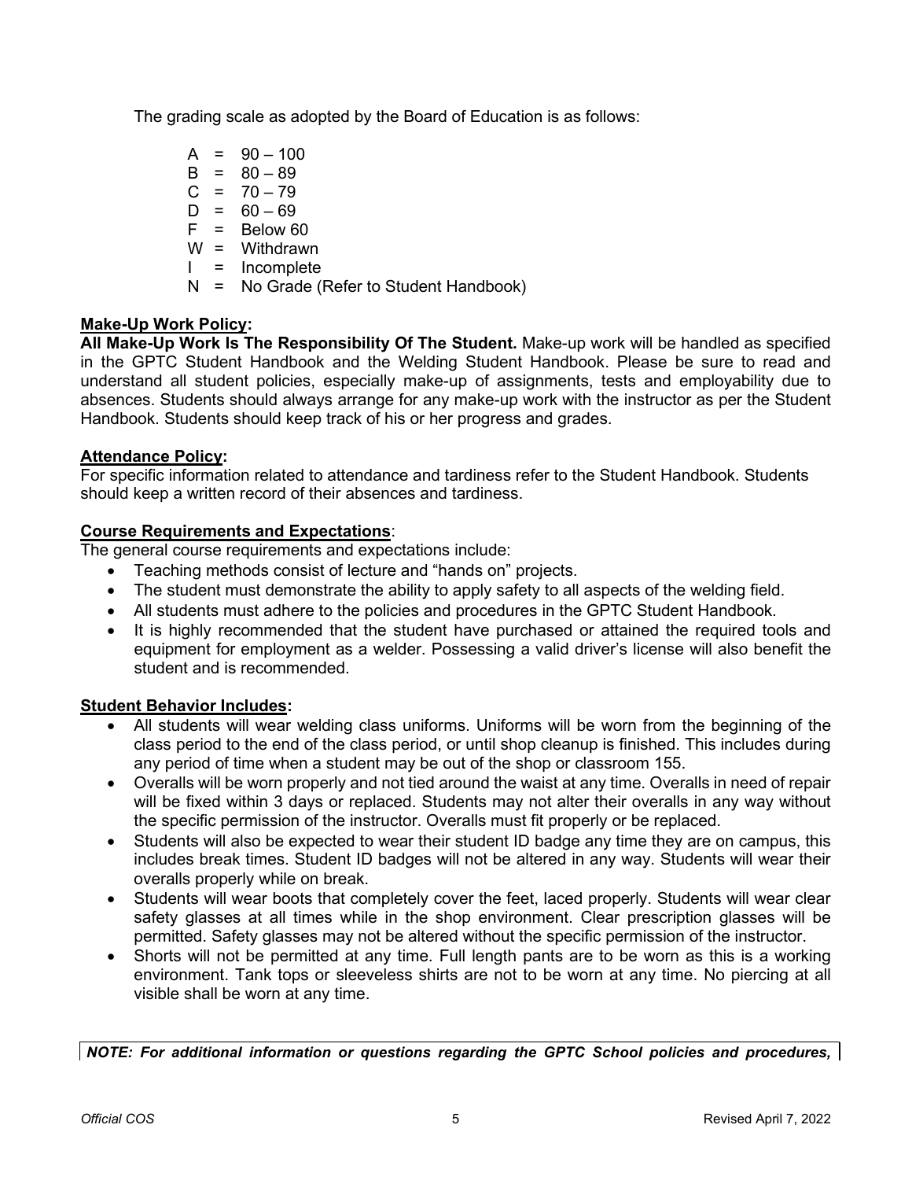The grading scale as adopted by the Board of Education is as follows:

A = 90 – 100
B = 80 – 89
C = 70 – 79
D = 60 – 69
F = Below 60
W = Withdrawn
I = Incomplete
N = No Grade (Refer to Student Handbook)

**Make-Up Work Policy:**

**All Make-Up Work Is The Responsibility Of The Student.** Make-up work will be handled as specified in the GPTC Student Handbook and the Welding Student Handbook. Please be sure to read and understand all student policies, especially make-up of assignments, tests and employability due to absences. Students should always arrange for any make-up work with the instructor as per the Student Handbook. Students should keep track of his or her progress and grades.

**Attendance Policy:**

For specific information related to attendance and tardiness refer to the Student Handbook. Students should keep a written record of their absences and tardiness.

**Course Requirements and Expectations**:

The general course requirements and expectations include:

- Teaching methods consist of lecture and "hands on" projects.
- The student must demonstrate the ability to apply safety to all aspects of the welding field.
- All students must adhere to the policies and procedures in the GPTC Student Handbook.
- It is highly recommended that the student have purchased or attained the required tools and equipment for employment as a welder. Possessing a valid driver's license will also benefit the student and is recommended.

**Student Behavior Includes:**

- All students will wear welding class uniforms. Uniforms will be worn from the beginning of the class period to the end of the class period, or until shop cleanup is finished. This includes during any period of time when a student may be out of the shop or classroom 155.
- Overalls will be worn properly and not tied around the waist at any time. Overalls in need of repair will be fixed within 3 days or replaced. Students may not alter their overalls in any way without the specific permission of the instructor. Overalls must fit properly or be replaced.
- Students will also be expected to wear their student ID badge any time they are on campus, this includes break times. Student ID badges will not be altered in any way. Students will wear their overalls properly while on break.
- Students will wear boots that completely cover the feet, laced properly. Students will wear clear safety glasses at all times while in the shop environment. Clear prescription glasses will be permitted. Safety glasses may not be altered without the specific permission of the instructor.
- Shorts will not be permitted at any time. Full length pants are to be worn as this is a working environment. Tank tops or sleeveless shirts are not to be worn at any time. No piercing at all visible shall be worn at any time.

***NOTE: For additional information or questions regarding the GPTC School policies and procedures,***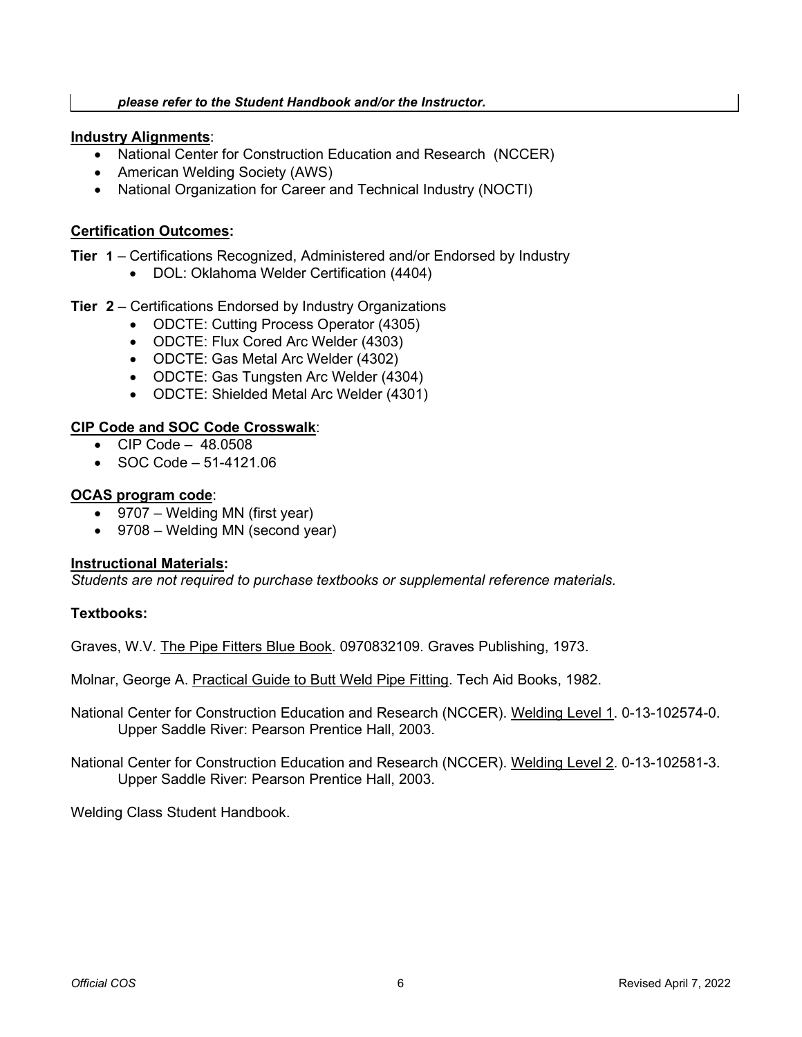*please refer to the Student Handbook and/or the Instructor.*

**Industry Alignments**:

- National Center for Construction Education and Research (NCCER)
- American Welding Society (AWS)
- National Organization for Career and Technical Industry (NOCTI)

**Certification Outcomes:**

**Tier 1** – Certifications Recognized, Administered and/or Endorsed by Industry

- DOL: Oklahoma Welder Certification (4404)

**Tier 2** – Certifications Endorsed by Industry Organizations

- ODCTE: Cutting Process Operator (4305)
- ODCTE: Flux Cored Arc Welder (4303)
- ODCTE: Gas Metal Arc Welder (4302)
- ODCTE: Gas Tungsten Arc Welder (4304)
- ODCTE: Shielded Metal Arc Welder (4301)

**CIP Code and SOC Code Crosswalk**:

- CIP Code – 48.0508
- SOC Code – 51-4121.06

**OCAS program code**:

- 9707 – Welding MN (first year)
- 9708 – Welding MN (second year)

**Instructional Materials:**

*Students are not required to purchase textbooks or supplemental reference materials.*

**Textbooks:**

Graves, W.V. The Pipe Fitters Blue Book. 0970832109. Graves Publishing, 1973.

Molnar, George A. Practical Guide to Butt Weld Pipe Fitting. Tech Aid Books, 1982.

National Center for Construction Education and Research (NCCER). Welding Level 1. 0-13-102574-0. Upper Saddle River: Pearson Prentice Hall, 2003.

National Center for Construction Education and Research (NCCER). Welding Level 2. 0-13-102581-3. Upper Saddle River: Pearson Prentice Hall, 2003.

Welding Class Student Handbook.